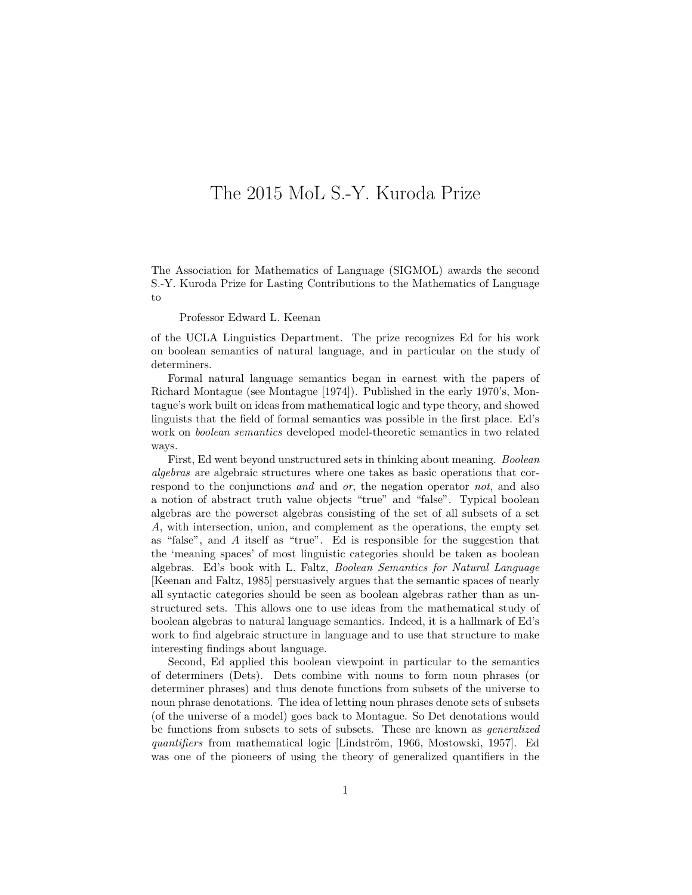# The 2015 MoL S.-Y. Kuroda Prize

The Association for Mathematics of Language (SIGMOL) awards the second S.-Y. Kuroda Prize for Lasting Contributions to the Mathematics of Language to

Professor Edward L. Keenan

of the UCLA Linguistics Department. The prize recognizes Ed for his work on boolean semantics of natural language, and in particular on the study of determiners.

Formal natural language semantics began in earnest with the papers of Richard Montague (see Montague [1974]). Published in the early 1970's, Montague's work built on ideas from mathematical logic and type theory, and showed linguists that the field of formal semantics was possible in the first place. Ed's work on *boolean semantics* developed model-theoretic semantics in two related ways.

First, Ed went beyond unstructured sets in thinking about meaning. *Boolean algebras* are algebraic structures where one takes as basic operations that correspond to the conjunctions *and* and *or*, the negation operator *not*, and also a notion of abstract truth value objects "true" and "false". Typical boolean algebras are the powerset algebras consisting of the set of all subsets of a set $A$, with intersection, union, and complement as the operations, the empty set as "false", and $A$ itself as "true". Ed is responsible for the suggestion that the 'meaning spaces' of most linguistic categories should be taken as boolean algebras. Ed's book with L. Faltz, *Boolean Semantics for Natural Language* [Keenan and Faltz, 1985] persuasively argues that the semantic spaces of nearly all syntactic categories should be seen as boolean algebras rather than as unstructured sets. This allows one to use ideas from the mathematical study of boolean algebras to natural language semantics. Indeed, it is a hallmark of Ed's work to find algebraic structure in language and to use that structure to make interesting findings about language.

Second, Ed applied this boolean viewpoint in particular to the semantics of determiners (Dets). Dets combine with nouns to form noun phrases (or determiner phrases) and thus denote functions from subsets of the universe to noun phrase denotations. The idea of letting noun phrases denote sets of subsets (of the universe of a model) goes back to Montague. So Det denotations would be functions from subsets to sets of subsets. These are known as *generalized quantifiers* from mathematical logic [Lindström, 1966, Mostowski, 1957]. Ed was one of the pioneers of using the theory of generalized quantifiers in the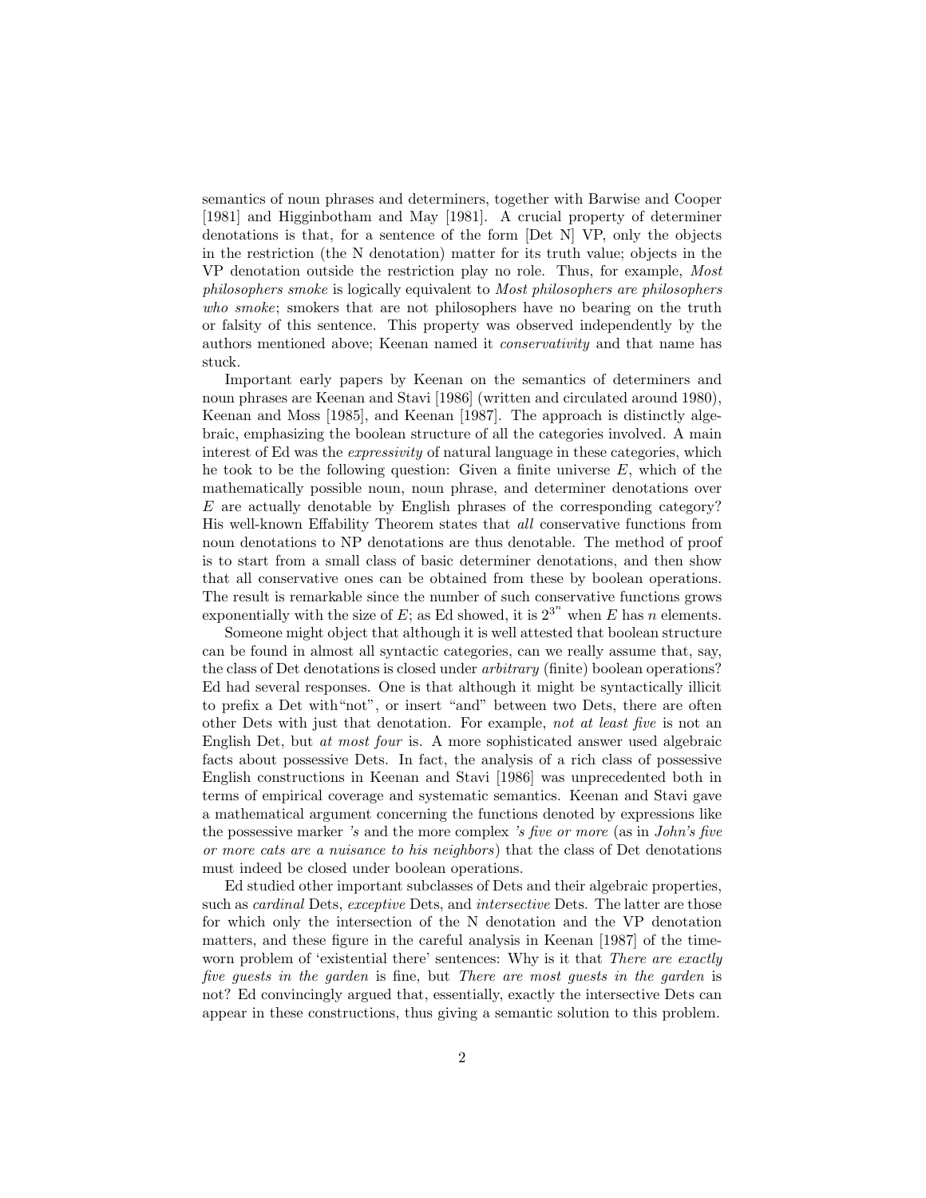semantics of noun phrases and determiners, together with Barwise and Cooper [1981] and Higginbotham and May [1981]. A crucial property of determiner denotations is that, for a sentence of the form [Det N] VP, only the objects in the restriction (the N denotation) matter for its truth value; objects in the VP denotation outside the restriction play no role. Thus, for example, *Most philosophers smoke* is logically equivalent to *Most philosophers are philosophers who smoke*; smokers that are not philosophers have no bearing on the truth or falsity of this sentence. This property was observed independently by the authors mentioned above; Keenan named it *conservativity* and that name has stuck.

Important early papers by Keenan on the semantics of determiners and noun phrases are Keenan and Stavi [1986] (written and circulated around 1980), Keenan and Moss [1985], and Keenan [1987]. The approach is distinctly algebraic, emphasizing the boolean structure of all the categories involved. A main interest of Ed was the *expressivity* of natural language in these categories, which he took to be the following question: Given a finite universe $E$, which of the mathematically possible noun, noun phrase, and determiner denotations over $E$ are actually denotable by English phrases of the corresponding category? His well-known Effability Theorem states that *all* conservative functions from noun denotations to NP denotations are thus denotable. The method of proof is to start from a small class of basic determiner denotations, and then show that all conservative ones can be obtained from these by boolean operations. The result is remarkable since the number of such conservative functions grows exponentially with the size of $E$; as Ed showed, it is $2^{3^n}$ when $E$ has $n$ elements.

Someone might object that although it is well attested that boolean structure can be found in almost all syntactic categories, can we really assume that, say, the class of Det denotations is closed under *arbitrary* (finite) boolean operations? Ed had several responses. One is that although it might be syntactically illicit to prefix a Det with"not", or insert "and" between two Dets, there are often other Dets with just that denotation. For example, *not at least five* is not an English Det, but *at most four* is. A more sophisticated answer used algebraic facts about possessive Dets. In fact, the analysis of a rich class of possessive English constructions in Keenan and Stavi [1986] was unprecedented both in terms of empirical coverage and systematic semantics. Keenan and Stavi gave a mathematical argument concerning the functions denoted by expressions like the possessive marker *'s* and the more complex *'s five or more* (as in *John's five or more cats are a nuisance to his neighbors*) that the class of Det denotations must indeed be closed under boolean operations.

Ed studied other important subclasses of Dets and their algebraic properties, such as *cardinal* Dets, *exceptive* Dets, and *intersective* Dets. The latter are those for which only the intersection of the N denotation and the VP denotation matters, and these figure in the careful analysis in Keenan [1987] of the time-worn problem of 'existential there' sentences: Why is it that *There are exactly five guests in the garden* is fine, but *There are most guests in the garden* is not? Ed convincingly argued that, essentially, exactly the intersective Dets can appear in these constructions, thus giving a semantic solution to this problem.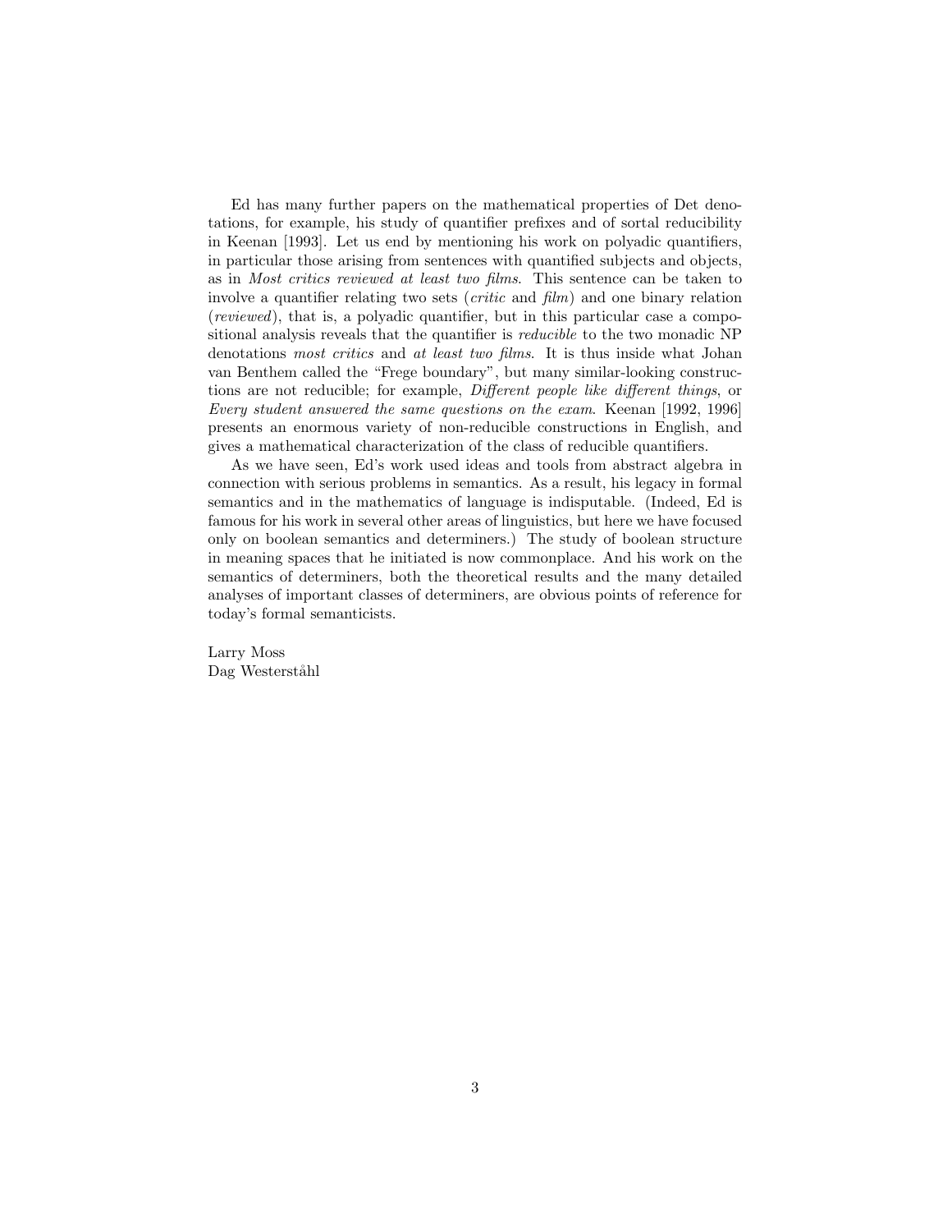Ed has many further papers on the mathematical properties of Det denotations, for example, his study of quantifier prefixes and of sortal reducibility in Keenan [1993]. Let us end by mentioning his work on polyadic quantifiers, in particular those arising from sentences with quantified subjects and objects, as in *Most critics reviewed at least two films*. This sentence can be taken to involve a quantifier relating two sets (*critic* and *film*) and one binary relation (*reviewed*), that is, a polyadic quantifier, but in this particular case a compositional analysis reveals that the quantifier is *reducible* to the two monadic NP denotations *most critics* and *at least two films*. It is thus inside what Johan van Benthem called the "Frege boundary", but many similar-looking constructions are not reducible; for example, *Different people like different things*, or *Every student answered the same questions on the exam*. Keenan [1992, 1996] presents an enormous variety of non-reducible constructions in English, and gives a mathematical characterization of the class of reducible quantifiers.

As we have seen, Ed's work used ideas and tools from abstract algebra in connection with serious problems in semantics. As a result, his legacy in formal semantics and in the mathematics of language is indisputable. (Indeed, Ed is famous for his work in several other areas of linguistics, but here we have focused only on boolean semantics and determiners.) The study of boolean structure in meaning spaces that he initiated is now commonplace. And his work on the semantics of determiners, both the theoretical results and the many detailed analyses of important classes of determiners, are obvious points of reference for today's formal semanticists.

Larry Moss
Dag Westerståhl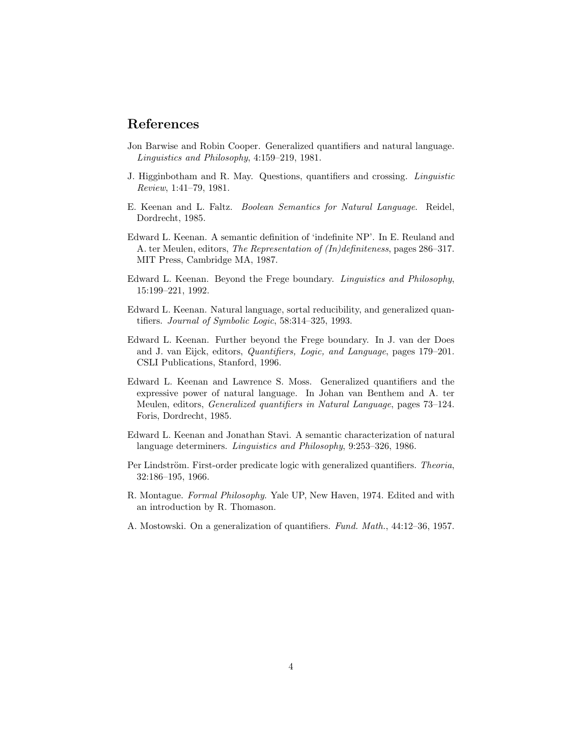## References

Jon Barwise and Robin Cooper. Generalized quantifiers and natural language. *Linguistics and Philosophy*, 4:159–219, 1981.

J. Higginbotham and R. May. Questions, quantifiers and crossing. *Linguistic Review*, 1:41–79, 1981.

E. Keenan and L. Faltz. *Boolean Semantics for Natural Language*. Reidel, Dordrecht, 1985.

Edward L. Keenan. A semantic definition of 'indefinite NP'. In E. Reuland and A. ter Meulen, editors, *The Representation of (In)definiteness*, pages 286–317. MIT Press, Cambridge MA, 1987.

Edward L. Keenan. Beyond the Frege boundary. *Linguistics and Philosophy*, 15:199–221, 1992.

Edward L. Keenan. Natural language, sortal reducibility, and generalized quantifiers. *Journal of Symbolic Logic*, 58:314–325, 1993.

Edward L. Keenan. Further beyond the Frege boundary. In J. van der Does and J. van Eijck, editors, *Quantifiers, Logic, and Language*, pages 179–201. CSLI Publications, Stanford, 1996.

Edward L. Keenan and Lawrence S. Moss. Generalized quantifiers and the expressive power of natural language. In Johan van Benthem and A. ter Meulen, editors, *Generalized quantifiers in Natural Language*, pages 73–124. Foris, Dordrecht, 1985.

Edward L. Keenan and Jonathan Stavi. A semantic characterization of natural language determiners. *Linguistics and Philosophy*, 9:253–326, 1986.

Per Lindström. First-order predicate logic with generalized quantifiers. *Theoria*, 32:186–195, 1966.

R. Montague. *Formal Philosophy*. Yale UP, New Haven, 1974. Edited and with an introduction by R. Thomason.

A. Mostowski. On a generalization of quantifiers. *Fund. Math.*, 44:12–36, 1957.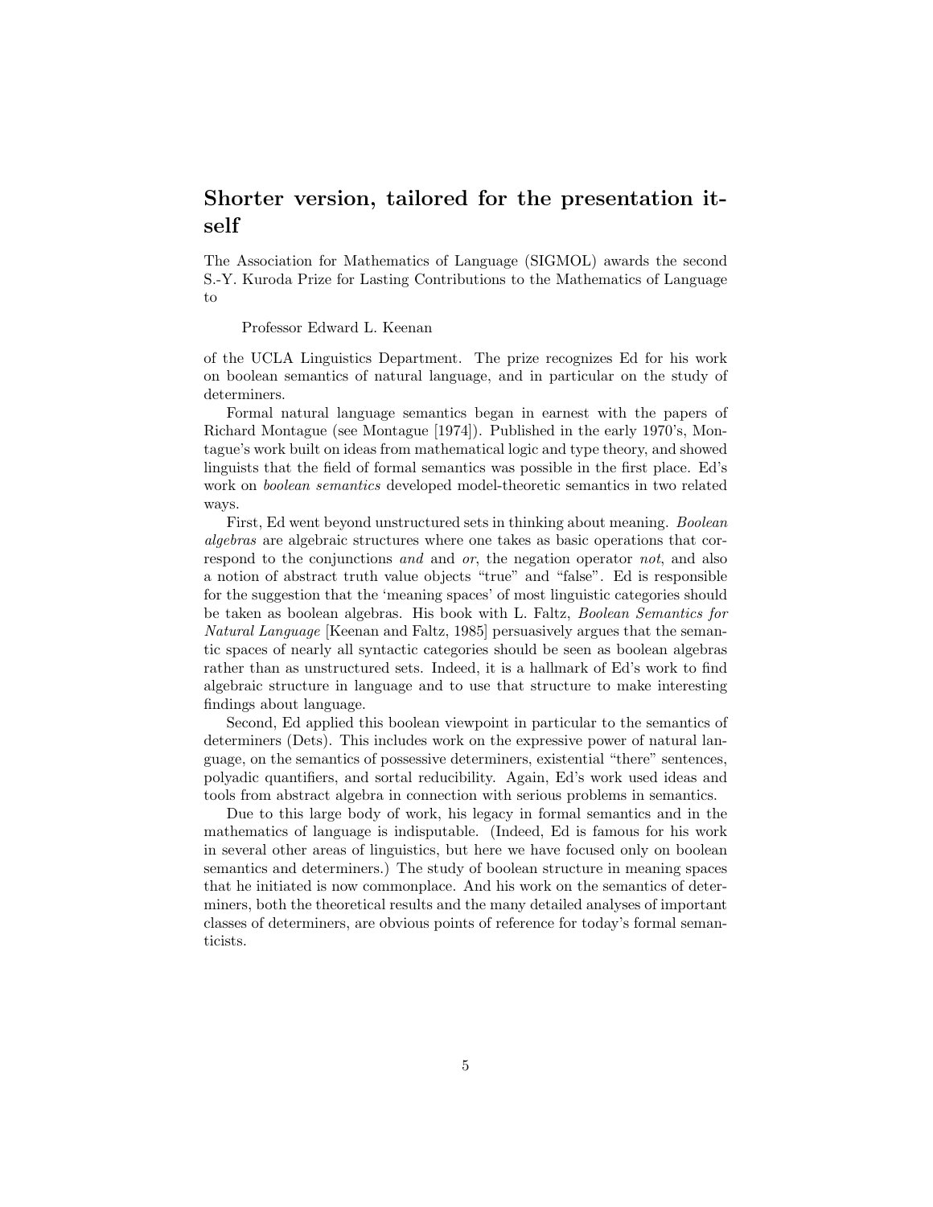## Shorter version, tailored for the presentation itself

The Association for Mathematics of Language (SIGMOL) awards the second S.-Y. Kuroda Prize for Lasting Contributions to the Mathematics of Language to

Professor Edward L. Keenan

of the UCLA Linguistics Department. The prize recognizes Ed for his work on boolean semantics of natural language, and in particular on the study of determiners.

Formal natural language semantics began in earnest with the papers of Richard Montague (see Montague [1974]). Published in the early 1970's, Montague's work built on ideas from mathematical logic and type theory, and showed linguists that the field of formal semantics was possible in the first place. Ed's work on *boolean semantics* developed model-theoretic semantics in two related ways.

First, Ed went beyond unstructured sets in thinking about meaning. *Boolean algebras* are algebraic structures where one takes as basic operations that correspond to the conjunctions *and* and *or*, the negation operator *not*, and also a notion of abstract truth value objects "true" and "false". Ed is responsible for the suggestion that the 'meaning spaces' of most linguistic categories should be taken as boolean algebras. His book with L. Faltz, *Boolean Semantics for Natural Language* [Keenan and Faltz, 1985] persuasively argues that the semantic spaces of nearly all syntactic categories should be seen as boolean algebras rather than as unstructured sets. Indeed, it is a hallmark of Ed's work to find algebraic structure in language and to use that structure to make interesting findings about language.

Second, Ed applied this boolean viewpoint in particular to the semantics of determiners (Dets). This includes work on the expressive power of natural language, on the semantics of possessive determiners, existential "there" sentences, polyadic quantifiers, and sortal reducibility. Again, Ed's work used ideas and tools from abstract algebra in connection with serious problems in semantics.

Due to this large body of work, his legacy in formal semantics and in the mathematics of language is indisputable. (Indeed, Ed is famous for his work in several other areas of linguistics, but here we have focused only on boolean semantics and determiners.) The study of boolean structure in meaning spaces that he initiated is now commonplace. And his work on the semantics of determiners, both the theoretical results and the many detailed analyses of important classes of determiners, are obvious points of reference for today's formal semanticists.